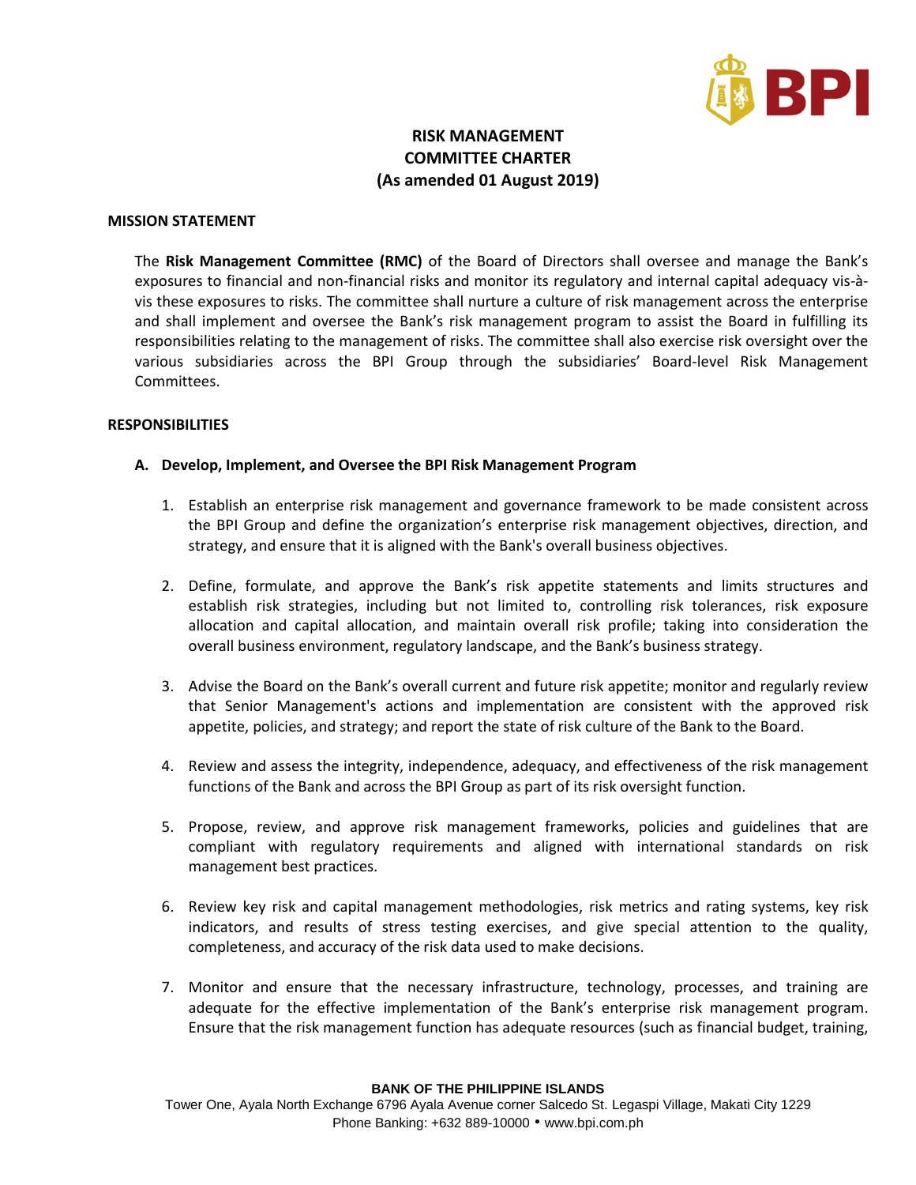# RISK MANAGEMENT COMMITTEE CHARTER
# (As amended 01 August 2019)

## MISSION STATEMENT

The **Risk Management Committee (RMC)** of the Board of Directors shall oversee and manage the Bank's exposures to financial and non-financial risks and monitor its regulatory and internal capital adequacy vis-à-vis these exposures to risks. The committee shall nurture a culture of risk management across the enterprise and shall implement and oversee the Bank's risk management program to assist the Board in fulfilling its responsibilities relating to the management of risks. The committee shall also exercise risk oversight over the various subsidiaries across the BPI Group through the subsidiaries' Board-level Risk Management Committees.

## RESPONSIBILITIES

### A. Develop, Implement, and Oversee the BPI Risk Management Program

1. Establish an enterprise risk management and governance framework to be made consistent across the BPI Group and define the organization's enterprise risk management objectives, direction, and strategy, and ensure that it is aligned with the Bank's overall business objectives.

2. Define, formulate, and approve the Bank's risk appetite statements and limits structures and establish risk strategies, including but not limited to, controlling risk tolerances, risk exposure allocation and capital allocation, and maintain overall risk profile; taking into consideration the overall business environment, regulatory landscape, and the Bank's business strategy.

3. Advise the Board on the Bank's overall current and future risk appetite; monitor and regularly review that Senior Management's actions and implementation are consistent with the approved risk appetite, policies, and strategy; and report the state of risk culture of the Bank to the Board.

4. Review and assess the integrity, independence, adequacy, and effectiveness of the risk management functions of the Bank and across the BPI Group as part of its risk oversight function.

5. Propose, review, and approve risk management frameworks, policies and guidelines that are compliant with regulatory requirements and aligned with international standards on risk management best practices.

6. Review key risk and capital management methodologies, risk metrics and rating systems, key risk indicators, and results of stress testing exercises, and give special attention to the quality, completeness, and accuracy of the risk data used to make decisions.

7. Monitor and ensure that the necessary infrastructure, technology, processes, and training are adequate for the effective implementation of the Bank's enterprise risk management program. Ensure that the risk management function has adequate resources (such as financial budget, training,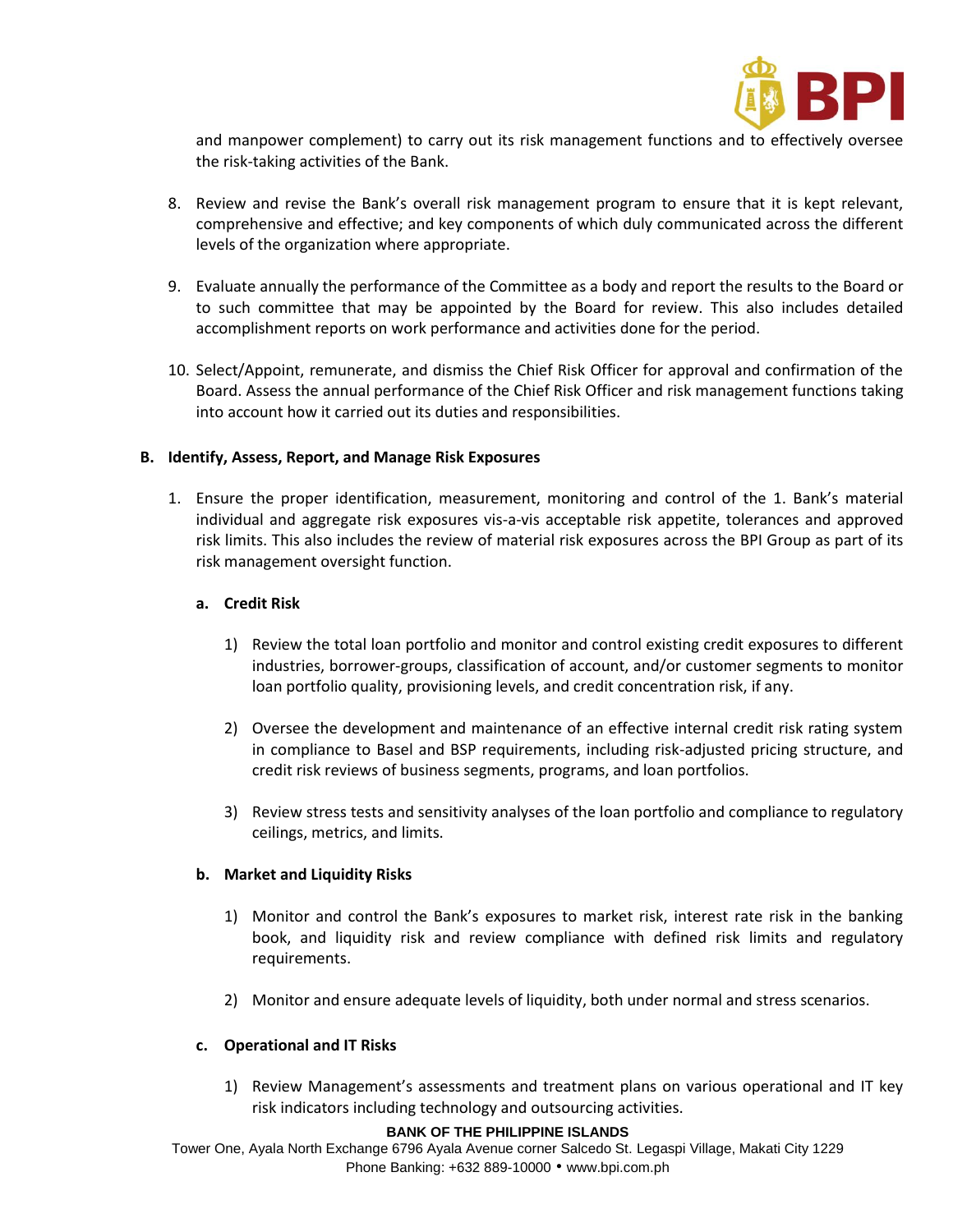and manpower complement) to carry out its risk management functions and to effectively oversee the risk-taking activities of the Bank.

8. Review and revise the Bank's overall risk management program to ensure that it is kept relevant, comprehensive and effective; and key components of which duly communicated across the different levels of the organization where appropriate.

9. Evaluate annually the performance of the Committee as a body and report the results to the Board or to such committee that may be appointed by the Board for review. This also includes detailed accomplishment reports on work performance and activities done for the period.

10. Select/Appoint, remunerate, and dismiss the Chief Risk Officer for approval and confirmation of the Board. Assess the annual performance of the Chief Risk Officer and risk management functions taking into account how it carried out its duties and responsibilities.

**B. Identify, Assess, Report, and Manage Risk Exposures**

1. Ensure the proper identification, measurement, monitoring and control of the 1. Bank's material individual and aggregate risk exposures vis-a-vis acceptable risk appetite, tolerances and approved risk limits. This also includes the review of material risk exposures across the BPI Group as part of its risk management oversight function.

   **a. Credit Risk**

   1) Review the total loan portfolio and monitor and control existing credit exposures to different industries, borrower-groups, classification of account, and/or customer segments to monitor loan portfolio quality, provisioning levels, and credit concentration risk, if any.

   2) Oversee the development and maintenance of an effective internal credit risk rating system in compliance to Basel and BSP requirements, including risk-adjusted pricing structure, and credit risk reviews of business segments, programs, and loan portfolios.

   3) Review stress tests and sensitivity analyses of the loan portfolio and compliance to regulatory ceilings, metrics, and limits.

   **b. Market and Liquidity Risks**

   1) Monitor and control the Bank's exposures to market risk, interest rate risk in the banking book, and liquidity risk and review compliance with defined risk limits and regulatory requirements.

   2) Monitor and ensure adequate levels of liquidity, both under normal and stress scenarios.

   **c. Operational and IT Risks**

   1) Review Management's assessments and treatment plans on various operational and IT key risk indicators including technology and outsourcing activities.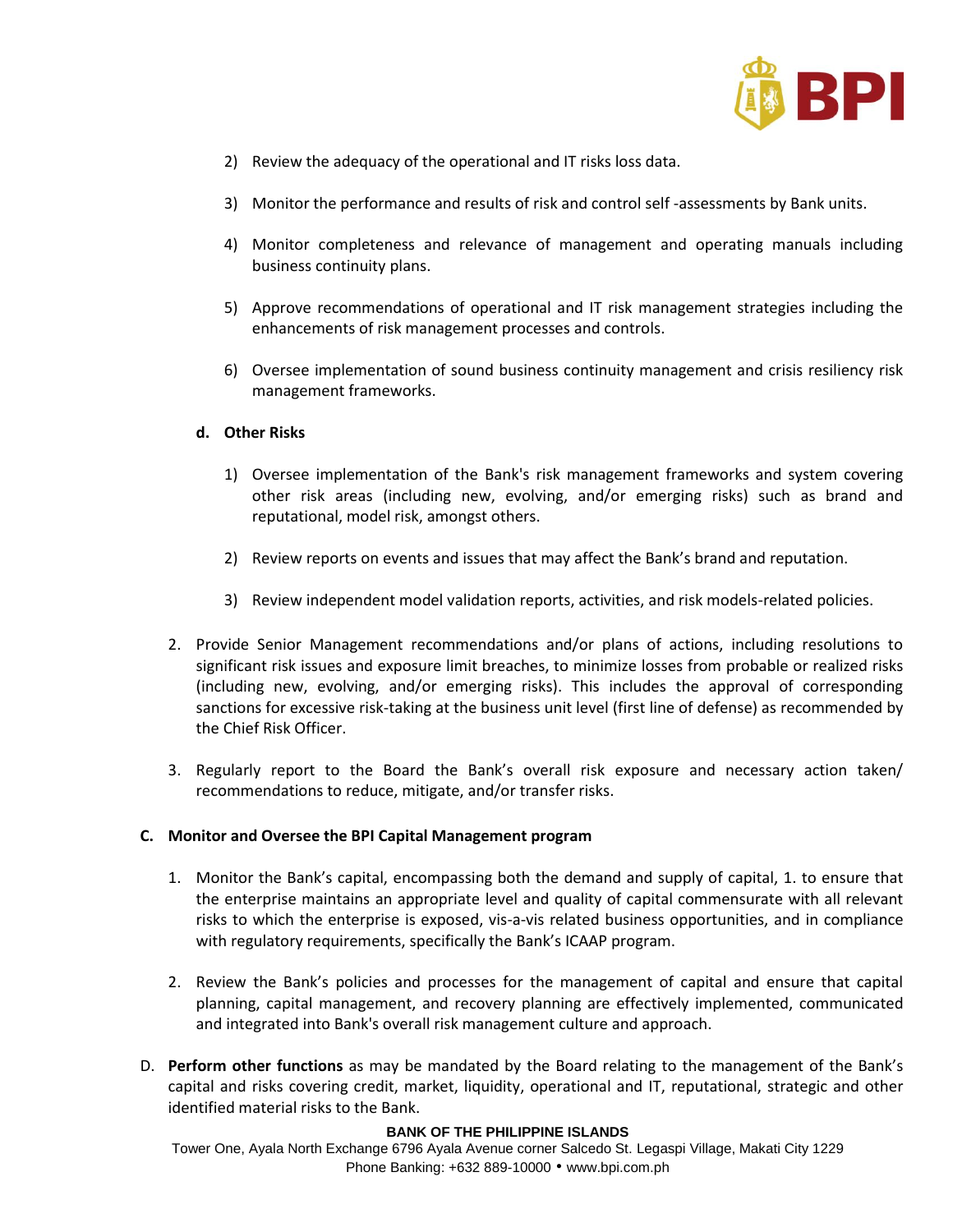2) Review the adequacy of the operational and IT risks loss data.

3) Monitor the performance and results of risk and control self -assessments by Bank units.

4) Monitor completeness and relevance of management and operating manuals including business continuity plans.

5) Approve recommendations of operational and IT risk management strategies including the enhancements of risk management processes and controls.

6) Oversee implementation of sound business continuity management and crisis resiliency risk management frameworks.

**d. Other Risks**

1) Oversee implementation of the Bank's risk management frameworks and system covering other risk areas (including new, evolving, and/or emerging risks) such as brand and reputational, model risk, amongst others.

2) Review reports on events and issues that may affect the Bank's brand and reputation.

3) Review independent model validation reports, activities, and risk models-related policies.

2. Provide Senior Management recommendations and/or plans of actions, including resolutions to significant risk issues and exposure limit breaches, to minimize losses from probable or realized risks (including new, evolving, and/or emerging risks). This includes the approval of corresponding sanctions for excessive risk-taking at the business unit level (first line of defense) as recommended by the Chief Risk Officer.

3. Regularly report to the Board the Bank's overall risk exposure and necessary action taken/ recommendations to reduce, mitigate, and/or transfer risks.

**C. Monitor and Oversee the BPI Capital Management program**

1. Monitor the Bank's capital, encompassing both the demand and supply of capital, 1. to ensure that the enterprise maintains an appropriate level and quality of capital commensurate with all relevant risks to which the enterprise is exposed, vis-a-vis related business opportunities, and in compliance with regulatory requirements, specifically the Bank's ICAAP program.

2. Review the Bank's policies and processes for the management of capital and ensure that capital planning, capital management, and recovery planning are effectively implemented, communicated and integrated into Bank's overall risk management culture and approach.

D. **Perform other functions** as may be mandated by the Board relating to the management of the Bank's capital and risks covering credit, market, liquidity, operational and IT, reputational, strategic and other identified material risks to the Bank.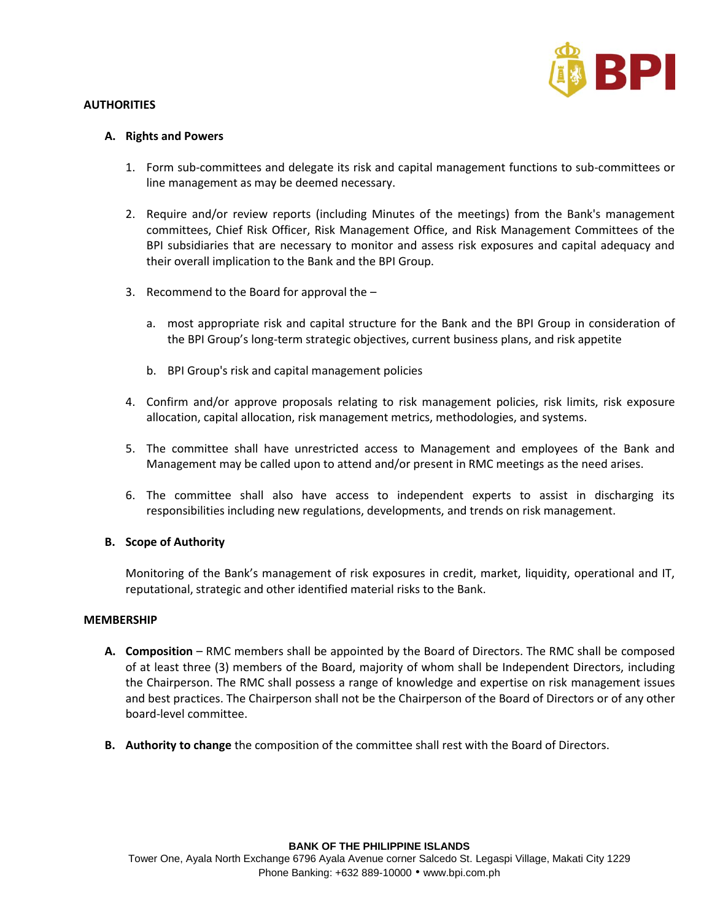## AUTHORITIES

### A. Rights and Powers

1. Form sub-committees and delegate its risk and capital management functions to sub-committees or line management as may be deemed necessary.

2. Require and/or review reports (including Minutes of the meetings) from the Bank's management committees, Chief Risk Officer, Risk Management Office, and Risk Management Committees of the BPI subsidiaries that are necessary to monitor and assess risk exposures and capital adequacy and their overall implication to the Bank and the BPI Group.

3. Recommend to the Board for approval the –

   a. most appropriate risk and capital structure for the Bank and the BPI Group in consideration of the BPI Group's long-term strategic objectives, current business plans, and risk appetite

   b. BPI Group's risk and capital management policies

4. Confirm and/or approve proposals relating to risk management policies, risk limits, risk exposure allocation, capital allocation, risk management metrics, methodologies, and systems.

5. The committee shall have unrestricted access to Management and employees of the Bank and Management may be called upon to attend and/or present in RMC meetings as the need arises.

6. The committee shall also have access to independent experts to assist in discharging its responsibilities including new regulations, developments, and trends on risk management.

### B. Scope of Authority

Monitoring of the Bank's management of risk exposures in credit, market, liquidity, operational and IT, reputational, strategic and other identified material risks to the Bank.

## MEMBERSHIP

A. **Composition** – RMC members shall be appointed by the Board of Directors. The RMC shall be composed of at least three (3) members of the Board, majority of whom shall be Independent Directors, including the Chairperson. The RMC shall possess a range of knowledge and expertise on risk management issues and best practices. The Chairperson shall not be the Chairperson of the Board of Directors or of any other board-level committee.

B. **Authority to change** the composition of the committee shall rest with the Board of Directors.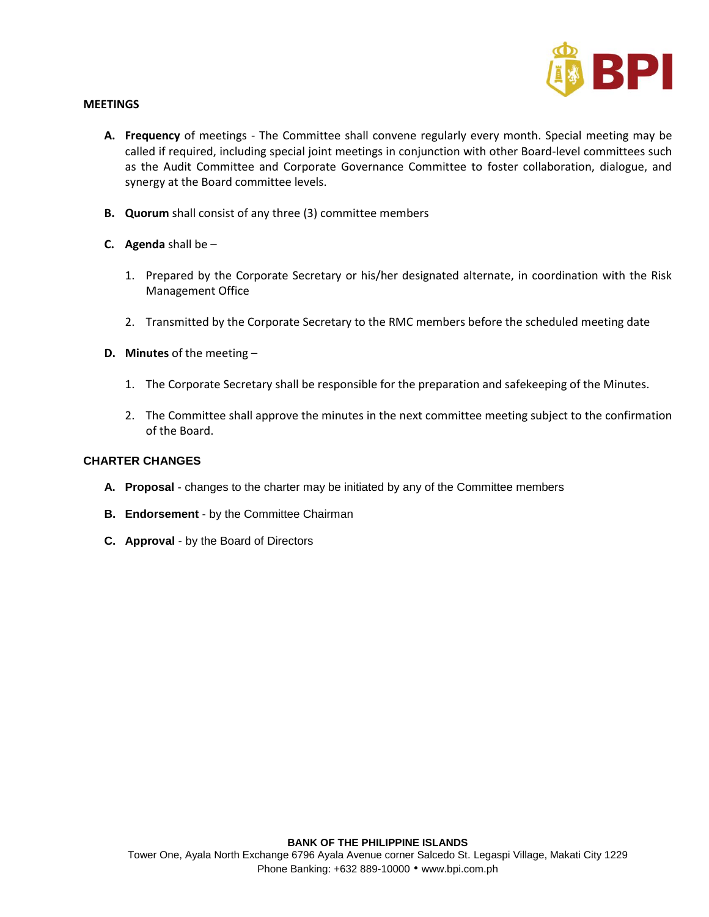## MEETINGS

**A. Frequency** of meetings - The Committee shall convene regularly every month. Special meeting may be called if required, including special joint meetings in conjunction with other Board-level committees such as the Audit Committee and Corporate Governance Committee to foster collaboration, dialogue, and synergy at the Board committee levels.

**B. Quorum** shall consist of any three (3) committee members

**C. Agenda** shall be –

1. Prepared by the Corporate Secretary or his/her designated alternate, in coordination with the Risk Management Office

2. Transmitted by the Corporate Secretary to the RMC members before the scheduled meeting date

**D. Minutes** of the meeting –

1. The Corporate Secretary shall be responsible for the preparation and safekeeping of the Minutes.

2. The Committee shall approve the minutes in the next committee meeting subject to the confirmation of the Board.

## CHARTER CHANGES

**A. Proposal** - changes to the charter may be initiated by any of the Committee members

**B. Endorsement** - by the Committee Chairman

**C. Approval** - by the Board of Directors